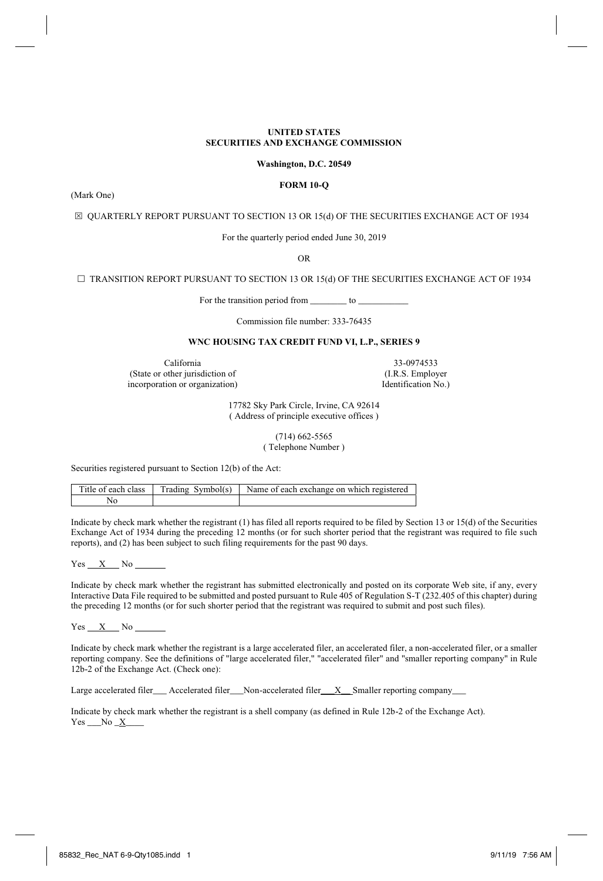**UNITED STATES**
**SECURITIES AND EXCHANGE COMMISSION**

**Washington, D.C. 20549**

**FORM 10-Q**

(Mark One)

☒ QUARTERLY REPORT PURSUANT TO SECTION 13 OR 15(d) OF THE SECURITIES EXCHANGE ACT OF 1934

For the quarterly period ended June 30, 2019

OR

☐ TRANSITION REPORT PURSUANT TO SECTION 13 OR 15(d) OF THE SECURITIES EXCHANGE ACT OF 1934

For the transition period from ________ to ___________

Commission file number: 333-76435

**WNC HOUSING TAX CREDIT FUND VI, L.P., SERIES 9**

| California<br>(State or other jurisdiction of incorporation or organization) | 33-0974533<br>(I.R.S. Employer Identification No.) |
|---|---|

17782 Sky Park Circle, Irvine, CA 92614
( Address of principle executive offices )

(714) 662-5565
( Telephone Number )

Securities registered pursuant to Section 12(b) of the Act:

| Title of each class | Trading Symbol(s) | Name of each exchange on which registered |
|---|---|---|
| No | | |

Indicate by check mark whether the registrant (1) has filed all reports required to be filed by Section 13 or 15(d) of the Securities Exchange Act of 1934 during the preceding 12 months (or for such shorter period that the registrant was required to file such reports), and (2) has been subject to such filing requirements for the past 90 days.

Yes __X__ No ______

Indicate by check mark whether the registrant has submitted electronically and posted on its corporate Web site, if any, every Interactive Data File required to be submitted and posted pursuant to Rule 405 of Regulation S-T (232.405 of this chapter) during the preceding 12 months (or for such shorter period that the registrant was required to submit and post such files).

Yes __X__ No ______

Indicate by check mark whether the registrant is a large accelerated filer, an accelerated filer, a non-accelerated filer, or a smaller reporting company. See the definitions of "large accelerated filer," "accelerated filer" and "smaller reporting company" in Rule 12b-2 of the Exchange Act. (Check one):

Large accelerated filer___ Accelerated filer___Non-accelerated filer___X__Smaller reporting company___

Indicate by check mark whether the registrant is a shell company (as defined in Rule 12b-2 of the Exchange Act).
Yes ___No _X____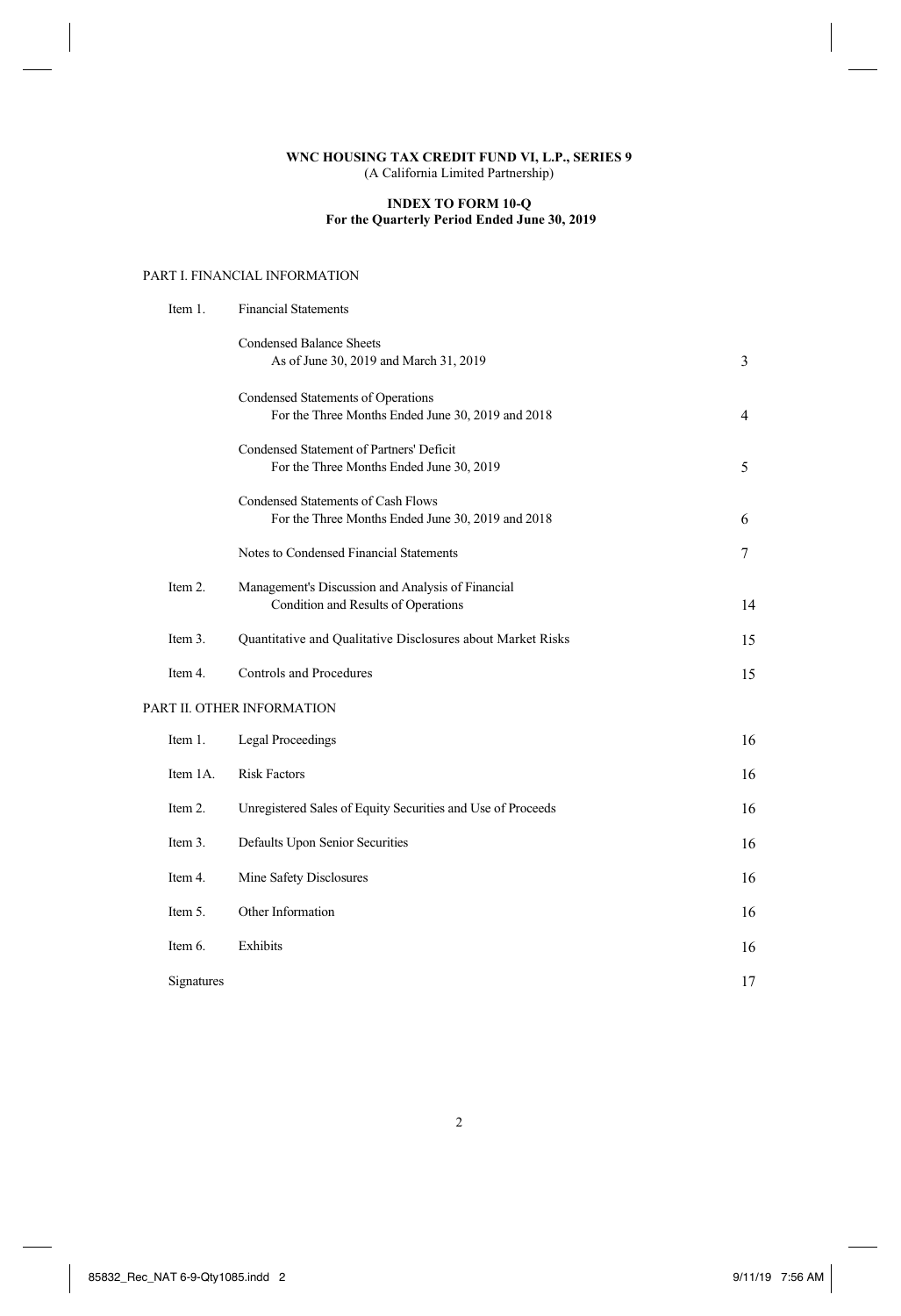**WNC HOUSING TAX CREDIT FUND VI, L.P., SERIES 9**
(A California Limited Partnership)

**INDEX TO FORM 10-Q**
**For the Quarterly Period Ended June 30, 2019**

PART I. FINANCIAL INFORMATION

| | | |
|---|---|---|
| Item 1. | Financial Statements | |
| | Condensed Balance Sheets<br>As of June 30, 2019 and March 31, 2019 | 3 |
| | Condensed Statements of Operations<br>For the Three Months Ended June 30, 2019 and 2018 | 4 |
| | Condensed Statement of Partners' Deficit<br>For the Three Months Ended June 30, 2019 | 5 |
| | Condensed Statements of Cash Flows<br>For the Three Months Ended June 30, 2019 and 2018 | 6 |
| | Notes to Condensed Financial Statements | 7 |
| Item 2. | Management's Discussion and Analysis of Financial Condition and Results of Operations | 14 |
| Item 3. | Quantitative and Qualitative Disclosures about Market Risks | 15 |
| Item 4. | Controls and Procedures | 15 |

PART II. OTHER INFORMATION

| | | |
|---|---|---|
| Item 1. | Legal Proceedings | 16 |
| Item 1A. | Risk Factors | 16 |
| Item 2. | Unregistered Sales of Equity Securities and Use of Proceeds | 16 |
| Item 3. | Defaults Upon Senior Securities | 16 |
| Item 4. | Mine Safety Disclosures | 16 |
| Item 5. | Other Information | 16 |
| Item 6. | Exhibits | 16 |
| Signatures | | 17 |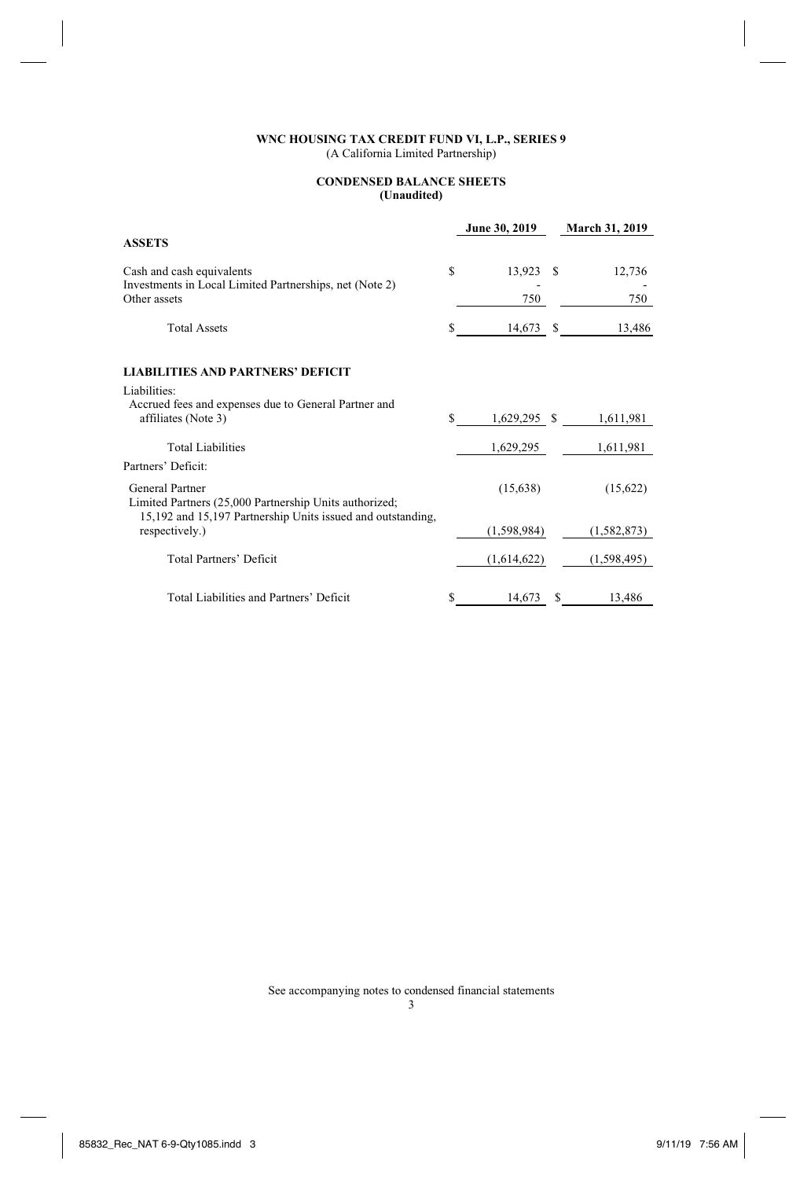**WNC HOUSING TAX CREDIT FUND VI, L.P., SERIES 9**
(A California Limited Partnership)

**CONDENSED BALANCE SHEETS**
**(Unaudited)**

| | June 30, 2019 | March 31, 2019 |
|---|---|---|
| **ASSETS** | | |
| Cash and cash equivalents | $ 13,923 | $ 12,736 |
| Investments in Local Limited Partnerships, net (Note 2) | - | - |
| Other assets | 750 | 750 |
| Total Assets | $ 14,673 | $ 13,486 |
| **LIABILITIES AND PARTNERS' DEFICIT** | | |
| Liabilities: | | |
| Accrued fees and expenses due to General Partner and affiliates (Note 3) | $ 1,629,295 | $ 1,611,981 |
| Total Liabilities | 1,629,295 | 1,611,981 |
| Partners' Deficit: | | |
| General Partner | (15,638) | (15,622) |
| Limited Partners (25,000 Partnership Units authorized; 15,192 and 15,197 Partnership Units issued and outstanding, respectively.) | (1,598,984) | (1,582,873) |
| Total Partners' Deficit | (1,614,622) | (1,598,495) |
| Total Liabilities and Partners' Deficit | $ 14,673 | $ 13,486 |

See accompanying notes to condensed financial statements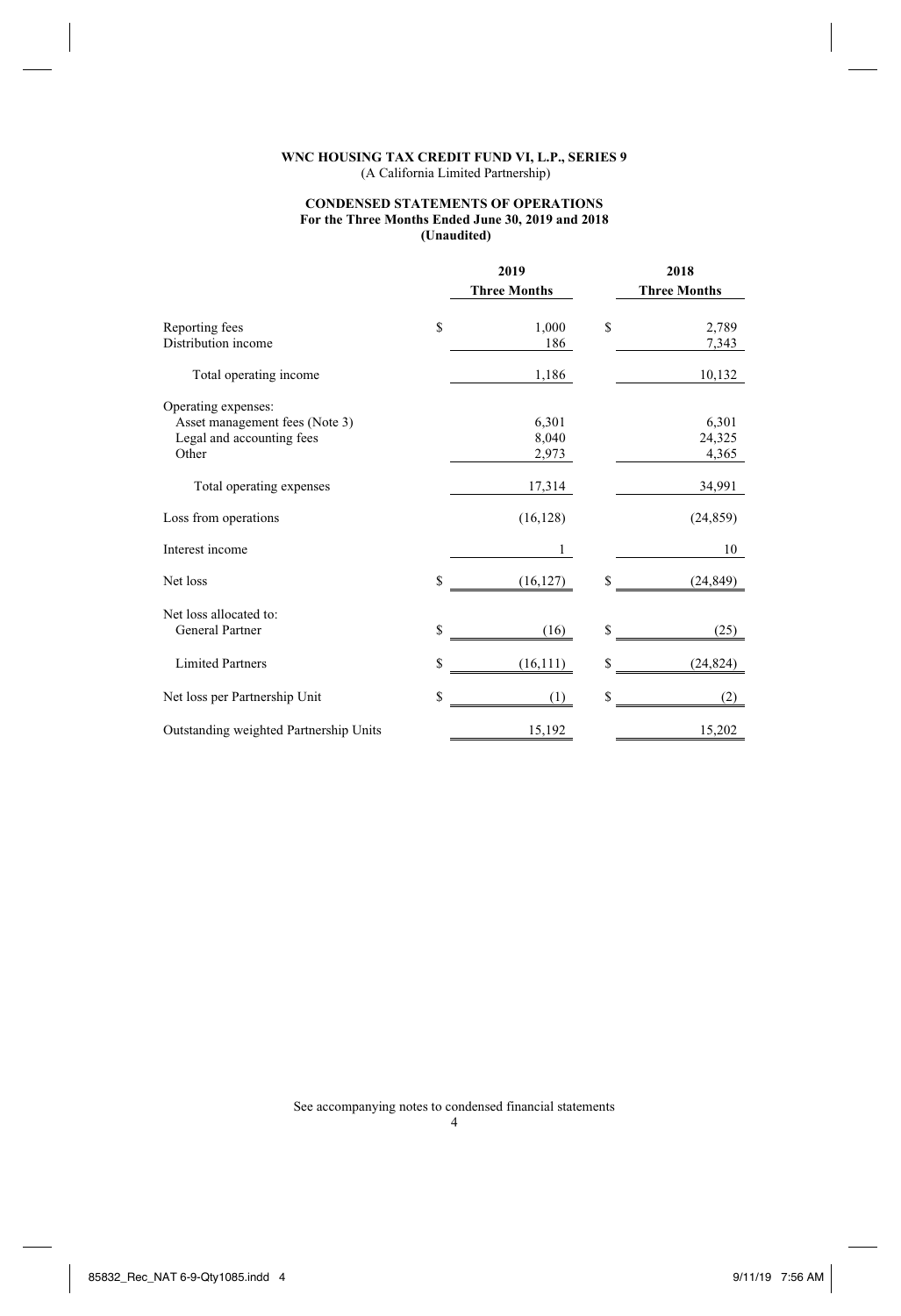**WNC HOUSING TAX CREDIT FUND VI, L.P., SERIES 9**
(A California Limited Partnership)

**CONDENSED STATEMENTS OF OPERATIONS**
**For the Three Months Ended June 30, 2019 and 2018**
**(Unaudited)**

| | 2019 Three Months | 2018 Three Months |
|---|---|---|
| Reporting fees | $ 1,000 | $ 2,789 |
| Distribution income | 186 | 7,343 |
| Total operating income | 1,186 | 10,132 |
| Operating expenses: | | |
| Asset management fees (Note 3) | 6,301 | 6,301 |
| Legal and accounting fees | 8,040 | 24,325 |
| Other | 2,973 | 4,365 |
| Total operating expenses | 17,314 | 34,991 |
| Loss from operations | (16,128) | (24,859) |
| Interest income | 1 | 10 |
| Net loss | $ (16,127) | $ (24,849) |
| Net loss allocated to: | | |
| General Partner | $ (16) | $ (25) |
| Limited Partners | $ (16,111) | $ (24,824) |
| Net loss per Partnership Unit | $ (1) | $ (2) |
| Outstanding weighted Partnership Units | 15,192 | 15,202 |

See accompanying notes to condensed financial statements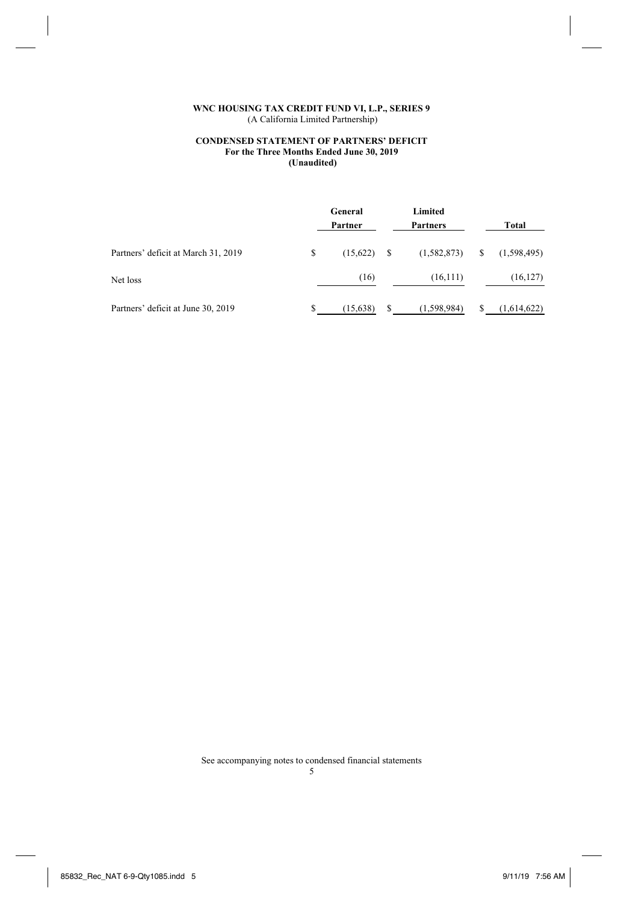**WNC HOUSING TAX CREDIT FUND VI, L.P., SERIES 9**
(A California Limited Partnership)

**CONDENSED STATEMENT OF PARTNERS' DEFICIT**
**For the Three Months Ended June 30, 2019**
**(Unaudited)**

| | General Partner | Limited Partners | Total |
|---|---|---|---|
| Partners' deficit at March 31, 2019 | $ (15,622) | $ (1,582,873) | $ (1,598,495) |
| Net loss | (16) | (16,111) | (16,127) |
| Partners' deficit at June 30, 2019 | $ (15,638) | $ (1,598,984) | $ (1,614,622) |

See accompanying notes to condensed financial statements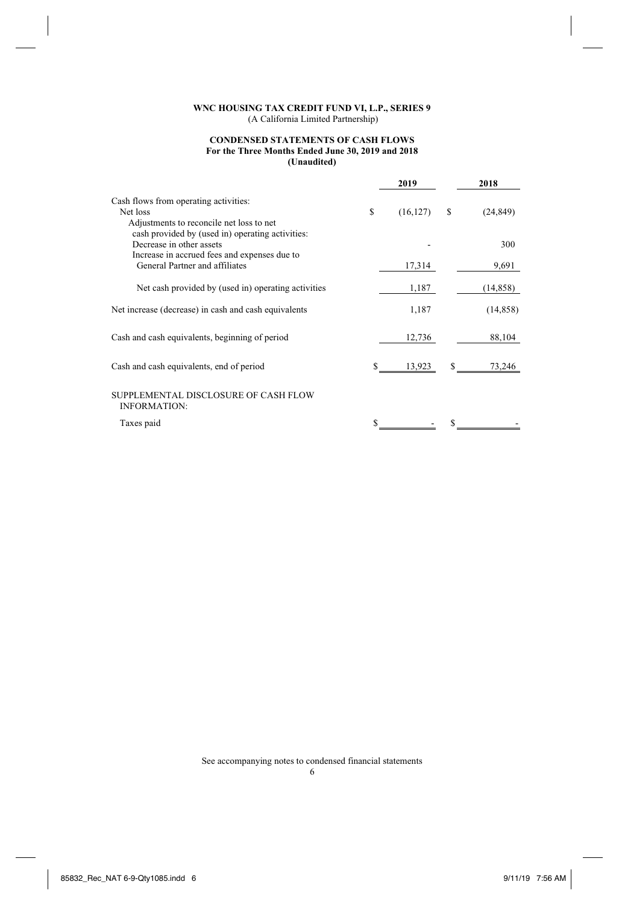**WNC HOUSING TAX CREDIT FUND VI, L.P., SERIES 9**
(A California Limited Partnership)

**CONDENSED STATEMENTS OF CASH FLOWS**
**For the Three Months Ended June 30, 2019 and 2018**
**(Unaudited)**

| | 2019 | 2018 |
|---|---|---|
| Cash flows from operating activities: | | |
| Net loss | $ (16,127) | $ (24,849) |
| Adjustments to reconcile net loss to net cash provided by (used in) operating activities: | | |
| Decrease in other assets | - | 300 |
| Increase in accrued fees and expenses due to General Partner and affiliates | 17,314 | 9,691 |
| Net cash provided by (used in) operating activities | 1,187 | (14,858) |
| Net increase (decrease) in cash and cash equivalents | 1,187 | (14,858) |
| Cash and cash equivalents, beginning of period | 12,736 | 88,104 |
| Cash and cash equivalents, end of period | $ 13,923 | $ 73,246 |
| SUPPLEMENTAL DISCLOSURE OF CASH FLOW INFORMATION: | | |
| Taxes paid | $ - | $ - |

See accompanying notes to condensed financial statements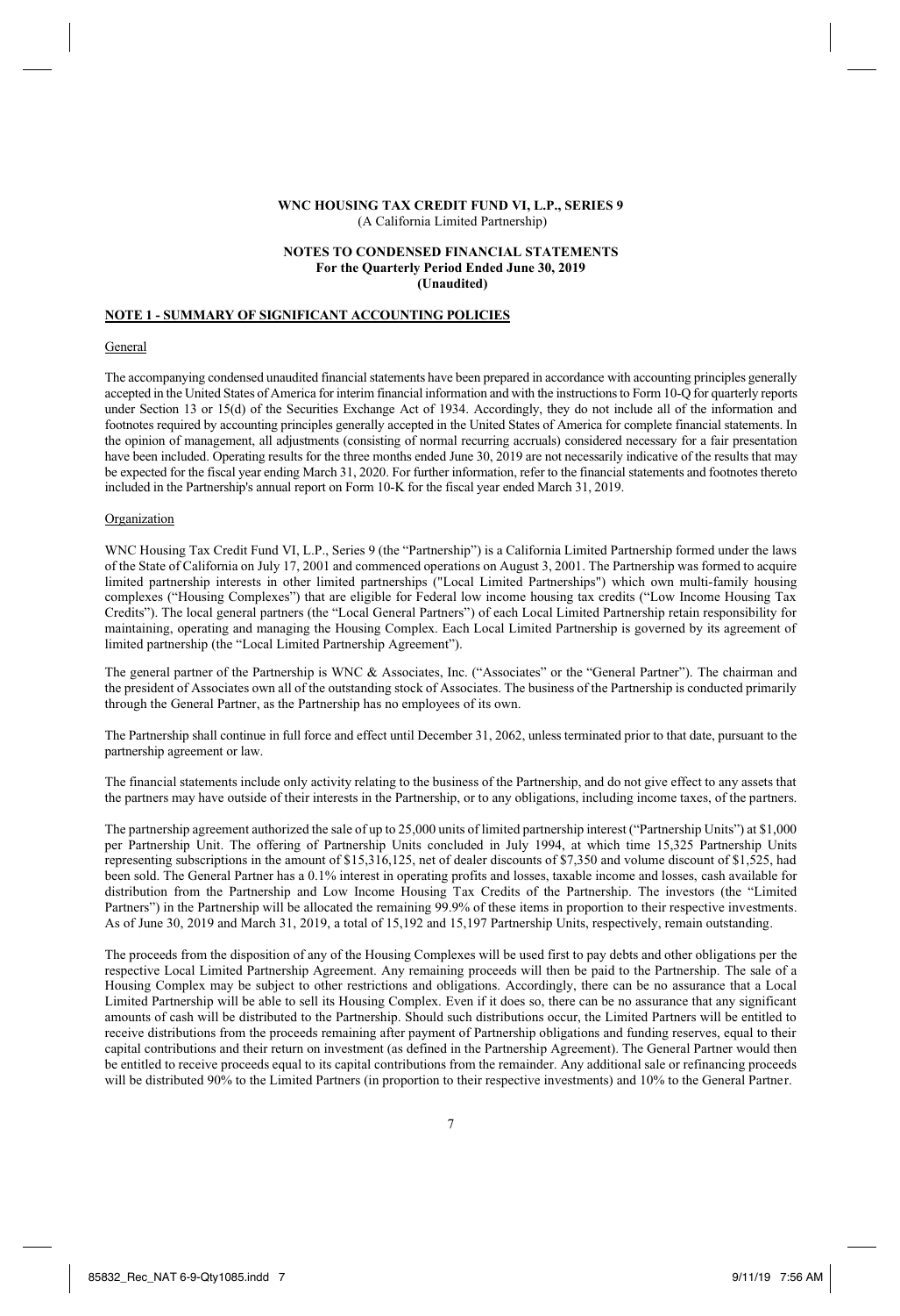**WNC HOUSING TAX CREDIT FUND VI, L.P., SERIES 9**
(A California Limited Partnership)

**NOTES TO CONDENSED FINANCIAL STATEMENTS**
**For the Quarterly Period Ended June 30, 2019**
**(Unaudited)**

## NOTE 1 - SUMMARY OF SIGNIFICANT ACCOUNTING POLICIES

General

The accompanying condensed unaudited financial statements have been prepared in accordance with accounting principles generally accepted in the United States of America for interim financial information and with the instructions to Form 10-Q for quarterly reports under Section 13 or 15(d) of the Securities Exchange Act of 1934. Accordingly, they do not include all of the information and footnotes required by accounting principles generally accepted in the United States of America for complete financial statements. In the opinion of management, all adjustments (consisting of normal recurring accruals) considered necessary for a fair presentation have been included. Operating results for the three months ended June 30, 2019 are not necessarily indicative of the results that may be expected for the fiscal year ending March 31, 2020. For further information, refer to the financial statements and footnotes thereto included in the Partnership's annual report on Form 10-K for the fiscal year ended March 31, 2019.

Organization

WNC Housing Tax Credit Fund VI, L.P., Series 9 (the "Partnership") is a California Limited Partnership formed under the laws of the State of California on July 17, 2001 and commenced operations on August 3, 2001. The Partnership was formed to acquire limited partnership interests in other limited partnerships ("Local Limited Partnerships") which own multi-family housing complexes ("Housing Complexes") that are eligible for Federal low income housing tax credits ("Low Income Housing Tax Credits"). The local general partners (the "Local General Partners") of each Local Limited Partnership retain responsibility for maintaining, operating and managing the Housing Complex. Each Local Limited Partnership is governed by its agreement of limited partnership (the "Local Limited Partnership Agreement").

The general partner of the Partnership is WNC & Associates, Inc. ("Associates" or the "General Partner"). The chairman and the president of Associates own all of the outstanding stock of Associates. The business of the Partnership is conducted primarily through the General Partner, as the Partnership has no employees of its own.

The Partnership shall continue in full force and effect until December 31, 2062, unless terminated prior to that date, pursuant to the partnership agreement or law.

The financial statements include only activity relating to the business of the Partnership, and do not give effect to any assets that the partners may have outside of their interests in the Partnership, or to any obligations, including income taxes, of the partners.

The partnership agreement authorized the sale of up to 25,000 units of limited partnership interest ("Partnership Units") at $1,000 per Partnership Unit. The offering of Partnership Units concluded in July 1994, at which time 15,325 Partnership Units representing subscriptions in the amount of $15,316,125, net of dealer discounts of $7,350 and volume discount of $1,525, had been sold. The General Partner has a 0.1% interest in operating profits and losses, taxable income and losses, cash available for distribution from the Partnership and Low Income Housing Tax Credits of the Partnership. The investors (the "Limited Partners") in the Partnership will be allocated the remaining 99.9% of these items in proportion to their respective investments. As of June 30, 2019 and March 31, 2019, a total of 15,192 and 15,197 Partnership Units, respectively, remain outstanding.

The proceeds from the disposition of any of the Housing Complexes will be used first to pay debts and other obligations per the respective Local Limited Partnership Agreement. Any remaining proceeds will then be paid to the Partnership. The sale of a Housing Complex may be subject to other restrictions and obligations. Accordingly, there can be no assurance that a Local Limited Partnership will be able to sell its Housing Complex. Even if it does so, there can be no assurance that any significant amounts of cash will be distributed to the Partnership. Should such distributions occur, the Limited Partners will be entitled to receive distributions from the proceeds remaining after payment of Partnership obligations and funding reserves, equal to their capital contributions and their return on investment (as defined in the Partnership Agreement). The General Partner would then be entitled to receive proceeds equal to its capital contributions from the remainder. Any additional sale or refinancing proceeds will be distributed 90% to the Limited Partners (in proportion to their respective investments) and 10% to the General Partner.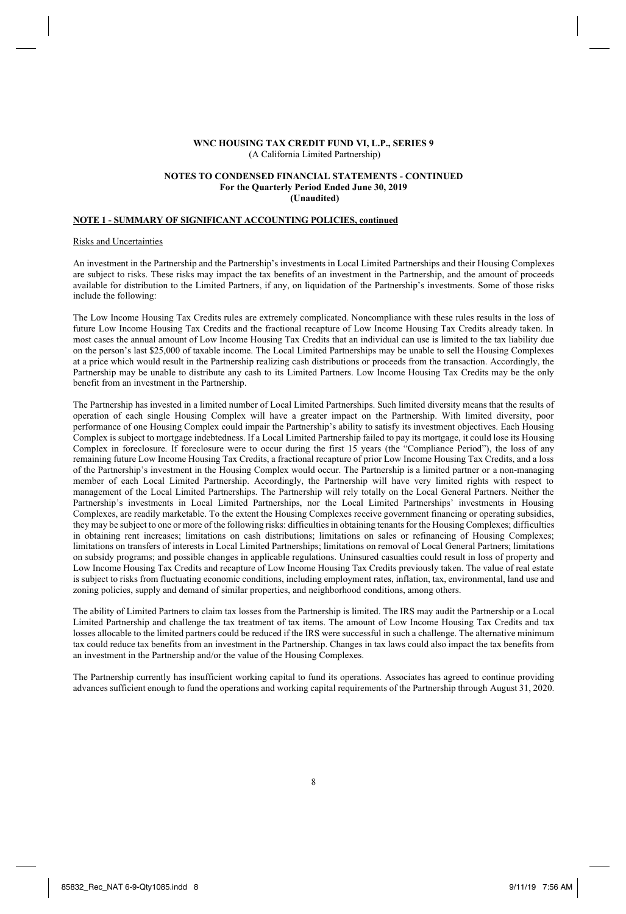**WNC HOUSING TAX CREDIT FUND VI, L.P., SERIES 9**
(A California Limited Partnership)

**NOTES TO CONDENSED FINANCIAL STATEMENTS - CONTINUED**
**For the Quarterly Period Ended June 30, 2019**
**(Unaudited)**

**NOTE 1 - SUMMARY OF SIGNIFICANT ACCOUNTING POLICIES, continued**

Risks and Uncertainties

An investment in the Partnership and the Partnership's investments in Local Limited Partnerships and their Housing Complexes are subject to risks. These risks may impact the tax benefits of an investment in the Partnership, and the amount of proceeds available for distribution to the Limited Partners, if any, on liquidation of the Partnership's investments. Some of those risks include the following:

The Low Income Housing Tax Credits rules are extremely complicated. Noncompliance with these rules results in the loss of future Low Income Housing Tax Credits and the fractional recapture of Low Income Housing Tax Credits already taken. In most cases the annual amount of Low Income Housing Tax Credits that an individual can use is limited to the tax liability due on the person's last $25,000 of taxable income. The Local Limited Partnerships may be unable to sell the Housing Complexes at a price which would result in the Partnership realizing cash distributions or proceeds from the transaction. Accordingly, the Partnership may be unable to distribute any cash to its Limited Partners. Low Income Housing Tax Credits may be the only benefit from an investment in the Partnership.

The Partnership has invested in a limited number of Local Limited Partnerships. Such limited diversity means that the results of operation of each single Housing Complex will have a greater impact on the Partnership. With limited diversity, poor performance of one Housing Complex could impair the Partnership's ability to satisfy its investment objectives. Each Housing Complex is subject to mortgage indebtedness. If a Local Limited Partnership failed to pay its mortgage, it could lose its Housing Complex in foreclosure. If foreclosure were to occur during the first 15 years (the "Compliance Period"), the loss of any remaining future Low Income Housing Tax Credits, a fractional recapture of prior Low Income Housing Tax Credits, and a loss of the Partnership's investment in the Housing Complex would occur. The Partnership is a limited partner or a non-managing member of each Local Limited Partnership. Accordingly, the Partnership will have very limited rights with respect to management of the Local Limited Partnerships. The Partnership will rely totally on the Local General Partners. Neither the Partnership's investments in Local Limited Partnerships, nor the Local Limited Partnerships' investments in Housing Complexes, are readily marketable. To the extent the Housing Complexes receive government financing or operating subsidies, they may be subject to one or more of the following risks: difficulties in obtaining tenants for the Housing Complexes; difficulties in obtaining rent increases; limitations on cash distributions; limitations on sales or refinancing of Housing Complexes; limitations on transfers of interests in Local Limited Partnerships; limitations on removal of Local General Partners; limitations on subsidy programs; and possible changes in applicable regulations. Uninsured casualties could result in loss of property and Low Income Housing Tax Credits and recapture of Low Income Housing Tax Credits previously taken. The value of real estate is subject to risks from fluctuating economic conditions, including employment rates, inflation, tax, environmental, land use and zoning policies, supply and demand of similar properties, and neighborhood conditions, among others.

The ability of Limited Partners to claim tax losses from the Partnership is limited. The IRS may audit the Partnership or a Local Limited Partnership and challenge the tax treatment of tax items. The amount of Low Income Housing Tax Credits and tax losses allocable to the limited partners could be reduced if the IRS were successful in such a challenge. The alternative minimum tax could reduce tax benefits from an investment in the Partnership. Changes in tax laws could also impact the tax benefits from an investment in the Partnership and/or the value of the Housing Complexes.

The Partnership currently has insufficient working capital to fund its operations. Associates has agreed to continue providing advances sufficient enough to fund the operations and working capital requirements of the Partnership through August 31, 2020.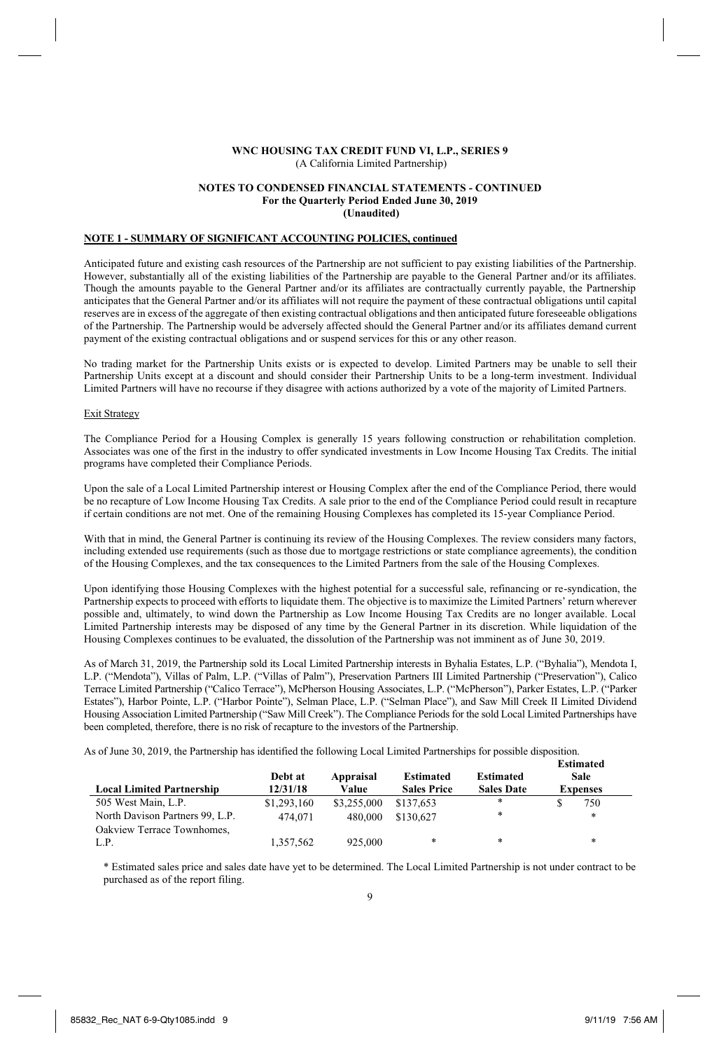**WNC HOUSING TAX CREDIT FUND VI, L.P., SERIES 9**
(A California Limited Partnership)

**NOTES TO CONDENSED FINANCIAL STATEMENTS - CONTINUED**
**For the Quarterly Period Ended June 30, 2019**
**(Unaudited)**

**NOTE 1 - SUMMARY OF SIGNIFICANT ACCOUNTING POLICIES, continued**

Anticipated future and existing cash resources of the Partnership are not sufficient to pay existing liabilities of the Partnership. However, substantially all of the existing liabilities of the Partnership are payable to the General Partner and/or its affiliates. Though the amounts payable to the General Partner and/or its affiliates are contractually currently payable, the Partnership anticipates that the General Partner and/or its affiliates will not require the payment of these contractual obligations until capital reserves are in excess of the aggregate of then existing contractual obligations and then anticipated future foreseeable obligations of the Partnership. The Partnership would be adversely affected should the General Partner and/or its affiliates demand current payment of the existing contractual obligations and or suspend services for this or any other reason.

No trading market for the Partnership Units exists or is expected to develop. Limited Partners may be unable to sell their Partnership Units except at a discount and should consider their Partnership Units to be a long-term investment. Individual Limited Partners will have no recourse if they disagree with actions authorized by a vote of the majority of Limited Partners.

Exit Strategy

The Compliance Period for a Housing Complex is generally 15 years following construction or rehabilitation completion. Associates was one of the first in the industry to offer syndicated investments in Low Income Housing Tax Credits. The initial programs have completed their Compliance Periods.

Upon the sale of a Local Limited Partnership interest or Housing Complex after the end of the Compliance Period, there would be no recapture of Low Income Housing Tax Credits. A sale prior to the end of the Compliance Period could result in recapture if certain conditions are not met. One of the remaining Housing Complexes has completed its 15-year Compliance Period.

With that in mind, the General Partner is continuing its review of the Housing Complexes. The review considers many factors, including extended use requirements (such as those due to mortgage restrictions or state compliance agreements), the condition of the Housing Complexes, and the tax consequences to the Limited Partners from the sale of the Housing Complexes.

Upon identifying those Housing Complexes with the highest potential for a successful sale, refinancing or re-syndication, the Partnership expects to proceed with efforts to liquidate them. The objective is to maximize the Limited Partners' return wherever possible and, ultimately, to wind down the Partnership as Low Income Housing Tax Credits are no longer available. Local Limited Partnership interests may be disposed of any time by the General Partner in its discretion. While liquidation of the Housing Complexes continues to be evaluated, the dissolution of the Partnership was not imminent as of June 30, 2019.

As of March 31, 2019, the Partnership sold its Local Limited Partnership interests in Byhalia Estates, L.P. ("Byhalia"), Mendota I, L.P. ("Mendota"), Villas of Palm, L.P. ("Villas of Palm"), Preservation Partners III Limited Partnership ("Preservation"), Calico Terrace Limited Partnership ("Calico Terrace"), McPherson Housing Associates, L.P. ("McPherson"), Parker Estates, L.P. ("Parker Estates"), Harbor Pointe, L.P. ("Harbor Pointe"), Selman Place, L.P. ("Selman Place"), and Saw Mill Creek II Limited Dividend Housing Association Limited Partnership ("Saw Mill Creek"). The Compliance Periods for the sold Local Limited Partnerships have been completed, therefore, there is no risk of recapture to the investors of the Partnership.

As of June 30, 2019, the Partnership has identified the following Local Limited Partnerships for possible disposition.

| Local Limited Partnership | Debt at 12/31/18 | Appraisal Value | Estimated Sales Price | Estimated Sales Date | Estimated Sale Expenses |
|---|---|---|---|---|---|
| 505 West Main, L.P. | $1,293,160 | $3,255,000 | $137,653 | * | $ 750 |
| North Davison Partners 99, L.P. | 474,071 | 480,000 | $130,627 | * | * |
| Oakview Terrace Townhomes, L.P. | 1,357,562 | 925,000 | * | * | * |

\* Estimated sales price and sales date have yet to be determined. The Local Limited Partnership is not under contract to be purchased as of the report filing.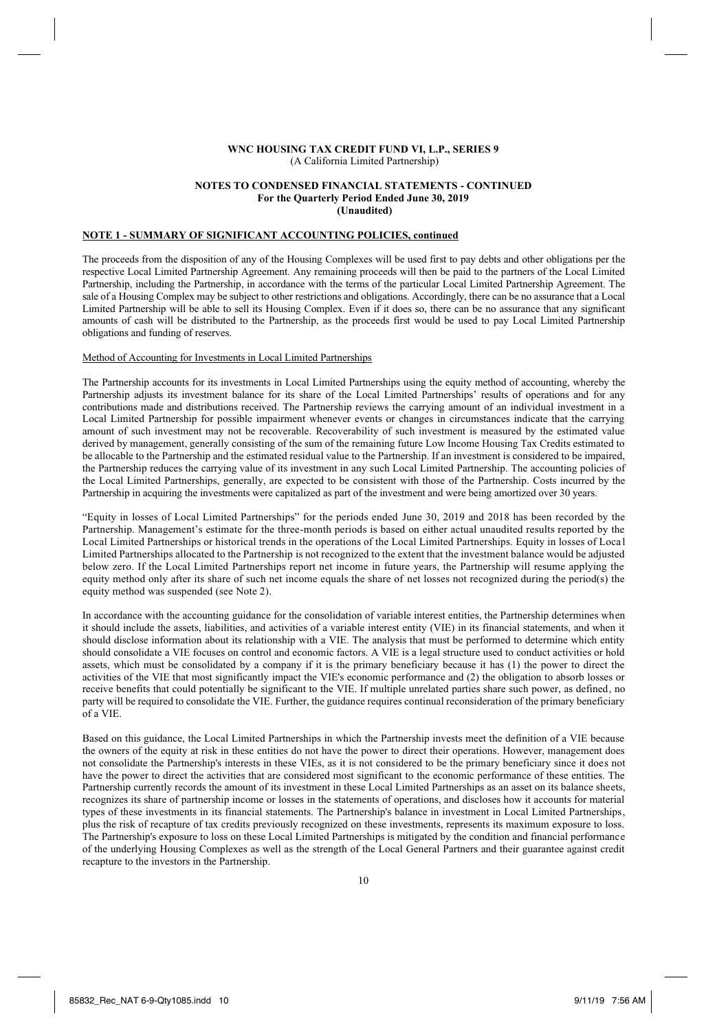**WNC HOUSING TAX CREDIT FUND VI, L.P., SERIES 9**
(A California Limited Partnership)

**NOTES TO CONDENSED FINANCIAL STATEMENTS - CONTINUED**
**For the Quarterly Period Ended June 30, 2019**
**(Unaudited)**

## NOTE 1 - SUMMARY OF SIGNIFICANT ACCOUNTING POLICIES, continued

The proceeds from the disposition of any of the Housing Complexes will be used first to pay debts and other obligations per the respective Local Limited Partnership Agreement. Any remaining proceeds will then be paid to the partners of the Local Limited Partnership, including the Partnership, in accordance with the terms of the particular Local Limited Partnership Agreement. The sale of a Housing Complex may be subject to other restrictions and obligations. Accordingly, there can be no assurance that a Local Limited Partnership will be able to sell its Housing Complex. Even if it does so, there can be no assurance that any significant amounts of cash will be distributed to the Partnership, as the proceeds first would be used to pay Local Limited Partnership obligations and funding of reserves.

Method of Accounting for Investments in Local Limited Partnerships

The Partnership accounts for its investments in Local Limited Partnerships using the equity method of accounting, whereby the Partnership adjusts its investment balance for its share of the Local Limited Partnerships' results of operations and for any contributions made and distributions received. The Partnership reviews the carrying amount of an individual investment in a Local Limited Partnership for possible impairment whenever events or changes in circumstances indicate that the carrying amount of such investment may not be recoverable. Recoverability of such investment is measured by the estimated value derived by management, generally consisting of the sum of the remaining future Low Income Housing Tax Credits estimated to be allocable to the Partnership and the estimated residual value to the Partnership. If an investment is considered to be impaired, the Partnership reduces the carrying value of its investment in any such Local Limited Partnership. The accounting policies of the Local Limited Partnerships, generally, are expected to be consistent with those of the Partnership. Costs incurred by the Partnership in acquiring the investments were capitalized as part of the investment and were being amortized over 30 years.

"Equity in losses of Local Limited Partnerships" for the periods ended June 30, 2019 and 2018 has been recorded by the Partnership. Management's estimate for the three-month periods is based on either actual unaudited results reported by the Local Limited Partnerships or historical trends in the operations of the Local Limited Partnerships. Equity in losses of Local Limited Partnerships allocated to the Partnership is not recognized to the extent that the investment balance would be adjusted below zero. If the Local Limited Partnerships report net income in future years, the Partnership will resume applying the equity method only after its share of such net income equals the share of net losses not recognized during the period(s) the equity method was suspended (see Note 2).

In accordance with the accounting guidance for the consolidation of variable interest entities, the Partnership determines when it should include the assets, liabilities, and activities of a variable interest entity (VIE) in its financial statements, and when it should disclose information about its relationship with a VIE. The analysis that must be performed to determine which entity should consolidate a VIE focuses on control and economic factors. A VIE is a legal structure used to conduct activities or hold assets, which must be consolidated by a company if it is the primary beneficiary because it has (1) the power to direct the activities of the VIE that most significantly impact the VIE's economic performance and (2) the obligation to absorb losses or receive benefits that could potentially be significant to the VIE. If multiple unrelated parties share such power, as defined, no party will be required to consolidate the VIE. Further, the guidance requires continual reconsideration of the primary beneficiary of a VIE.

Based on this guidance, the Local Limited Partnerships in which the Partnership invests meet the definition of a VIE because the owners of the equity at risk in these entities do not have the power to direct their operations. However, management does not consolidate the Partnership's interests in these VIEs, as it is not considered to be the primary beneficiary since it does not have the power to direct the activities that are considered most significant to the economic performance of these entities. The Partnership currently records the amount of its investment in these Local Limited Partnerships as an asset on its balance sheets, recognizes its share of partnership income or losses in the statements of operations, and discloses how it accounts for material types of these investments in its financial statements. The Partnership's balance in investment in Local Limited Partnerships, plus the risk of recapture of tax credits previously recognized on these investments, represents its maximum exposure to loss. The Partnership's exposure to loss on these Local Limited Partnerships is mitigated by the condition and financial performance of the underlying Housing Complexes as well as the strength of the Local General Partners and their guarantee against credit recapture to the investors in the Partnership.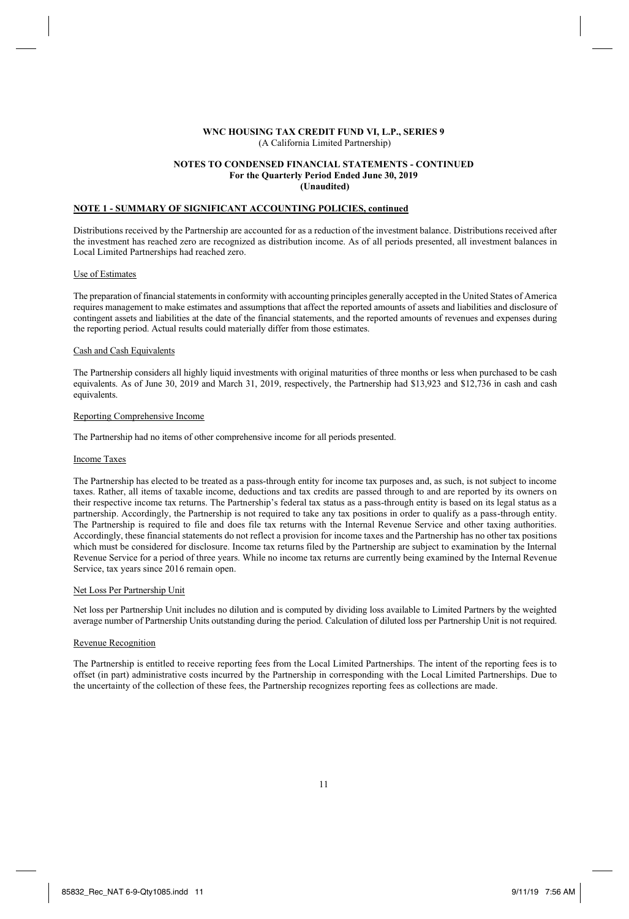**WNC HOUSING TAX CREDIT FUND VI, L.P., SERIES 9**
(A California Limited Partnership)

**NOTES TO CONDENSED FINANCIAL STATEMENTS - CONTINUED**
**For the Quarterly Period Ended June 30, 2019**
**(Unaudited)**

**NOTE 1 - SUMMARY OF SIGNIFICANT ACCOUNTING POLICIES, continued**

Distributions received by the Partnership are accounted for as a reduction of the investment balance. Distributions received after the investment has reached zero are recognized as distribution income. As of all periods presented, all investment balances in Local Limited Partnerships had reached zero.

Use of Estimates

The preparation of financial statements in conformity with accounting principles generally accepted in the United States of America requires management to make estimates and assumptions that affect the reported amounts of assets and liabilities and disclosure of contingent assets and liabilities at the date of the financial statements, and the reported amounts of revenues and expenses during the reporting period. Actual results could materially differ from those estimates.

Cash and Cash Equivalents

The Partnership considers all highly liquid investments with original maturities of three months or less when purchased to be cash equivalents. As of June 30, 2019 and March 31, 2019, respectively, the Partnership had \$13,923 and \$12,736 in cash and cash equivalents.

Reporting Comprehensive Income

The Partnership had no items of other comprehensive income for all periods presented.

Income Taxes

The Partnership has elected to be treated as a pass-through entity for income tax purposes and, as such, is not subject to income taxes. Rather, all items of taxable income, deductions and tax credits are passed through to and are reported by its owners on their respective income tax returns. The Partnership's federal tax status as a pass-through entity is based on its legal status as a partnership. Accordingly, the Partnership is not required to take any tax positions in order to qualify as a pass-through entity. The Partnership is required to file and does file tax returns with the Internal Revenue Service and other taxing authorities. Accordingly, these financial statements do not reflect a provision for income taxes and the Partnership has no other tax positions which must be considered for disclosure. Income tax returns filed by the Partnership are subject to examination by the Internal Revenue Service for a period of three years. While no income tax returns are currently being examined by the Internal Revenue Service, tax years since 2016 remain open.

Net Loss Per Partnership Unit

Net loss per Partnership Unit includes no dilution and is computed by dividing loss available to Limited Partners by the weighted average number of Partnership Units outstanding during the period. Calculation of diluted loss per Partnership Unit is not required.

Revenue Recognition

The Partnership is entitled to receive reporting fees from the Local Limited Partnerships. The intent of the reporting fees is to offset (in part) administrative costs incurred by the Partnership in corresponding with the Local Limited Partnerships. Due to the uncertainty of the collection of these fees, the Partnership recognizes reporting fees as collections are made.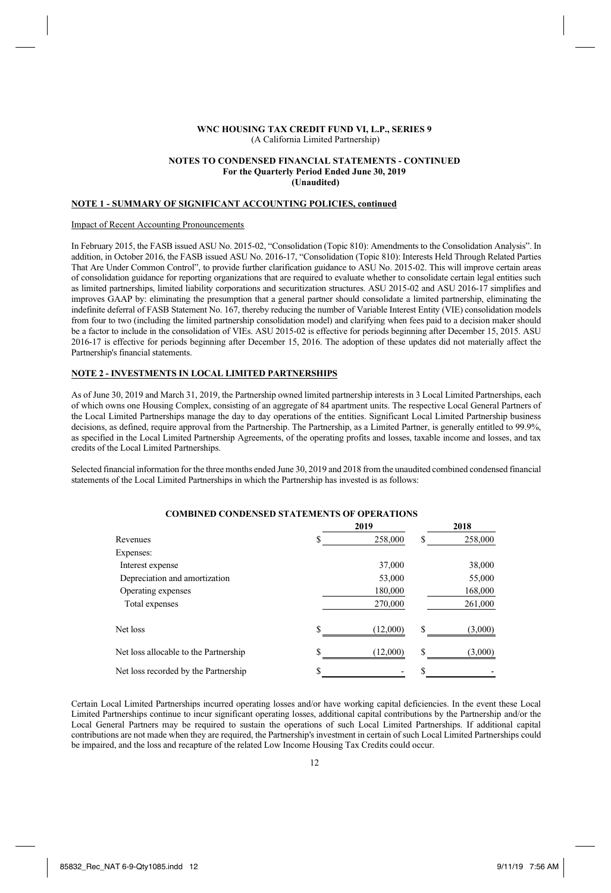**WNC HOUSING TAX CREDIT FUND VI, L.P., SERIES 9**
(A California Limited Partnership)

**NOTES TO CONDENSED FINANCIAL STATEMENTS - CONTINUED**
**For the Quarterly Period Ended June 30, 2019**
**(Unaudited)**

**NOTE 1 - SUMMARY OF SIGNIFICANT ACCOUNTING POLICIES, continued**

Impact of Recent Accounting Pronouncements

In February 2015, the FASB issued ASU No. 2015-02, "Consolidation (Topic 810): Amendments to the Consolidation Analysis". In addition, in October 2016, the FASB issued ASU No. 2016-17, "Consolidation (Topic 810): Interests Held Through Related Parties That Are Under Common Control", to provide further clarification guidance to ASU No. 2015-02. This will improve certain areas of consolidation guidance for reporting organizations that are required to evaluate whether to consolidate certain legal entities such as limited partnerships, limited liability corporations and securitization structures. ASU 2015-02 and ASU 2016-17 simplifies and improves GAAP by: eliminating the presumption that a general partner should consolidate a limited partnership, eliminating the indefinite deferral of FASB Statement No. 167, thereby reducing the number of Variable Interest Entity (VIE) consolidation models from four to two (including the limited partnership consolidation model) and clarifying when fees paid to a decision maker should be a factor to include in the consolidation of VIEs. ASU 2015-02 is effective for periods beginning after December 15, 2015. ASU 2016-17 is effective for periods beginning after December 15, 2016. The adoption of these updates did not materially affect the Partnership's financial statements.

**NOTE 2 - INVESTMENTS IN LOCAL LIMITED PARTNERSHIPS**

As of June 30, 2019 and March 31, 2019, the Partnership owned limited partnership interests in 3 Local Limited Partnerships, each of which owns one Housing Complex, consisting of an aggregate of 84 apartment units. The respective Local General Partners of the Local Limited Partnerships manage the day to day operations of the entities. Significant Local Limited Partnership business decisions, as defined, require approval from the Partnership. The Partnership, as a Limited Partner, is generally entitled to 99.9%, as specified in the Local Limited Partnership Agreements, of the operating profits and losses, taxable income and losses, and tax credits of the Local Limited Partnerships.

Selected financial information for the three months ended June 30, 2019 and 2018 from the unaudited combined condensed financial statements of the Local Limited Partnerships in which the Partnership has invested is as follows:

**COMBINED CONDENSED STATEMENTS OF OPERATIONS**

| | 2019 | 2018 |
|---|---|---|
| Revenues | $ 258,000 | $ 258,000 |
| Expenses: | | |
| Interest expense | 37,000 | 38,000 |
| Depreciation and amortization | 53,000 | 55,000 |
| Operating expenses | 180,000 | 168,000 |
| Total expenses | 270,000 | 261,000 |
| Net loss | $ (12,000) | $ (3,000) |
| Net loss allocable to the Partnership | $ (12,000) | $ (3,000) |
| Net loss recorded by the Partnership | $ - | $ - |

Certain Local Limited Partnerships incurred operating losses and/or have working capital deficiencies. In the event these Local Limited Partnerships continue to incur significant operating losses, additional capital contributions by the Partnership and/or the Local General Partners may be required to sustain the operations of such Local Limited Partnerships. If additional capital contributions are not made when they are required, the Partnership's investment in certain of such Local Limited Partnerships could be impaired, and the loss and recapture of the related Low Income Housing Tax Credits could occur.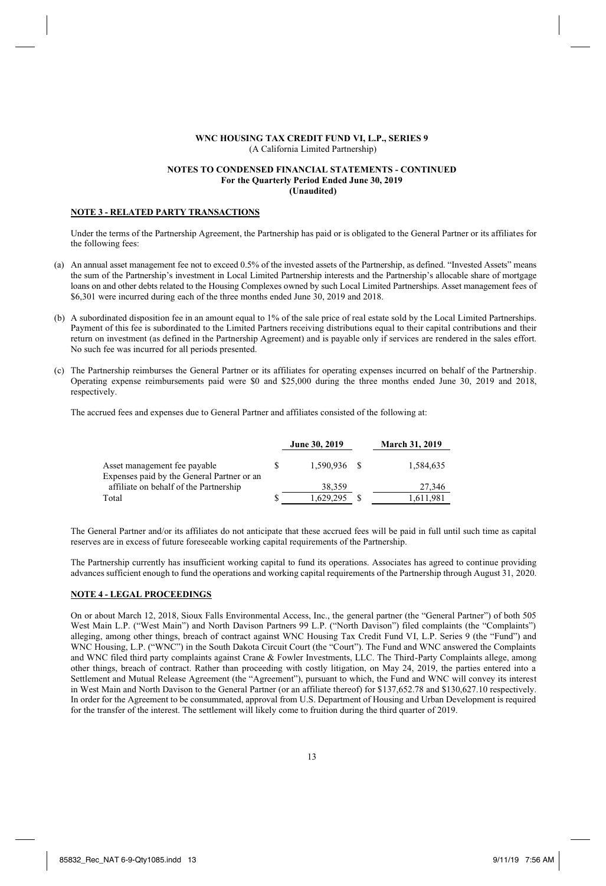**WNC HOUSING TAX CREDIT FUND VI, L.P., SERIES 9**
(A California Limited Partnership)

**NOTES TO CONDENSED FINANCIAL STATEMENTS - CONTINUED**
**For the Quarterly Period Ended June 30, 2019**
**(Unaudited)**

## NOTE 3 - RELATED PARTY TRANSACTIONS

Under the terms of the Partnership Agreement, the Partnership has paid or is obligated to the General Partner or its affiliates for the following fees:

(a) An annual asset management fee not to exceed 0.5% of the invested assets of the Partnership, as defined. "Invested Assets" means the sum of the Partnership's investment in Local Limited Partnership interests and the Partnership's allocable share of mortgage loans on and other debts related to the Housing Complexes owned by such Local Limited Partnerships. Asset management fees of $6,301 were incurred during each of the three months ended June 30, 2019 and 2018.

(b) A subordinated disposition fee in an amount equal to 1% of the sale price of real estate sold by the Local Limited Partnerships. Payment of this fee is subordinated to the Limited Partners receiving distributions equal to their capital contributions and their return on investment (as defined in the Partnership Agreement) and is payable only if services are rendered in the sales effort. No such fee was incurred for all periods presented.

(c) The Partnership reimburses the General Partner or its affiliates for operating expenses incurred on behalf of the Partnership. Operating expense reimbursements paid were $0 and $25,000 during the three months ended June 30, 2019 and 2018, respectively.

The accrued fees and expenses due to General Partner and affiliates consisted of the following at:

| | June 30, 2019 | March 31, 2019 |
|---|---|---|
| Asset management fee payable | $ 1,590,936 | $ 1,584,635 |
| Expenses paid by the General Partner or an affiliate on behalf of the Partnership | 38,359 | 27,346 |
| Total | $ 1,629,295 | $ 1,611,981 |

The General Partner and/or its affiliates do not anticipate that these accrued fees will be paid in full until such time as capital reserves are in excess of future foreseeable working capital requirements of the Partnership.

The Partnership currently has insufficient working capital to fund its operations. Associates has agreed to continue providing advances sufficient enough to fund the operations and working capital requirements of the Partnership through August 31, 2020.

## NOTE 4 - LEGAL PROCEEDINGS

On or about March 12, 2018, Sioux Falls Environmental Access, Inc., the general partner (the "General Partner") of both 505 West Main L.P. ("West Main") and North Davison Partners 99 L.P. ("North Davison") filed complaints (the "Complaints") alleging, among other things, breach of contract against WNC Housing Tax Credit Fund VI, L.P. Series 9 (the "Fund") and WNC Housing, L.P. ("WNC") in the South Dakota Circuit Court (the "Court"). The Fund and WNC answered the Complaints and WNC filed third party complaints against Crane & Fowler Investments, LLC. The Third-Party Complaints allege, among other things, breach of contract. Rather than proceeding with costly litigation, on May 24, 2019, the parties entered into a Settlement and Mutual Release Agreement (the "Agreement"), pursuant to which, the Fund and WNC will convey its interest in West Main and North Davison to the General Partner (or an affiliate thereof) for $137,652.78 and $130,627.10 respectively. In order for the Agreement to be consummated, approval from U.S. Department of Housing and Urban Development is required for the transfer of the interest. The settlement will likely come to fruition during the third quarter of 2019.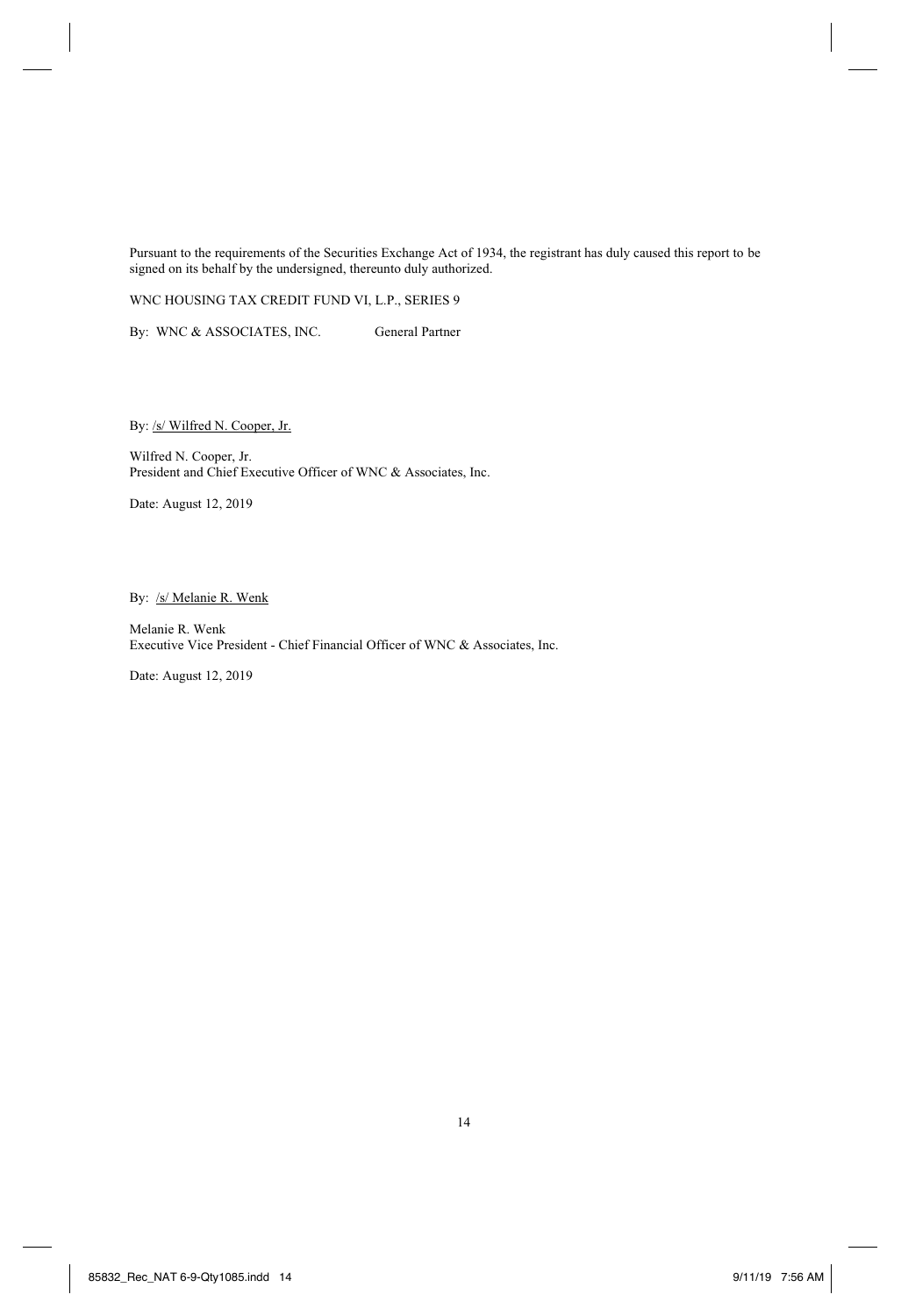Pursuant to the requirements of the Securities Exchange Act of 1934, the registrant has duly caused this report to be signed on its behalf by the undersigned, thereunto duly authorized.

WNC HOUSING TAX CREDIT FUND VI, L.P., SERIES 9

By: WNC & ASSOCIATES, INC. General Partner

By: /s/ Wilfred N. Cooper, Jr.

Wilfred N. Cooper, Jr.
President and Chief Executive Officer of WNC & Associates, Inc.

Date: August 12, 2019

By: /s/ Melanie R. Wenk

Melanie R. Wenk
Executive Vice President - Chief Financial Officer of WNC & Associates, Inc.

Date: August 12, 2019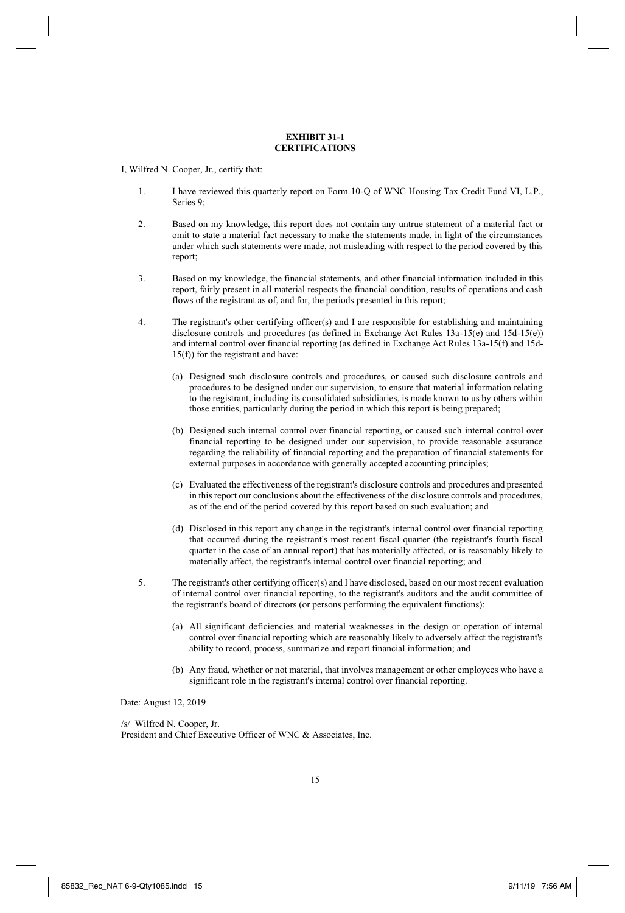# EXHIBIT 31-1
# CERTIFICATIONS

I, Wilfred N. Cooper, Jr., certify that:

1. I have reviewed this quarterly report on Form 10-Q of WNC Housing Tax Credit Fund VI, L.P., Series 9;

2. Based on my knowledge, this report does not contain any untrue statement of a material fact or omit to state a material fact necessary to make the statements made, in light of the circumstances under which such statements were made, not misleading with respect to the period covered by this report;

3. Based on my knowledge, the financial statements, and other financial information included in this report, fairly present in all material respects the financial condition, results of operations and cash flows of the registrant as of, and for, the periods presented in this report;

4. The registrant's other certifying officer(s) and I are responsible for establishing and maintaining disclosure controls and procedures (as defined in Exchange Act Rules 13a-15(e) and 15d-15(e)) and internal control over financial reporting (as defined in Exchange Act Rules 13a-15(f) and 15d-15(f)) for the registrant and have:

   (a) Designed such disclosure controls and procedures, or caused such disclosure controls and procedures to be designed under our supervision, to ensure that material information relating to the registrant, including its consolidated subsidiaries, is made known to us by others within those entities, particularly during the period in which this report is being prepared;

   (b) Designed such internal control over financial reporting, or caused such internal control over financial reporting to be designed under our supervision, to provide reasonable assurance regarding the reliability of financial reporting and the preparation of financial statements for external purposes in accordance with generally accepted accounting principles;

   (c) Evaluated the effectiveness of the registrant's disclosure controls and procedures and presented in this report our conclusions about the effectiveness of the disclosure controls and procedures, as of the end of the period covered by this report based on such evaluation; and

   (d) Disclosed in this report any change in the registrant's internal control over financial reporting that occurred during the registrant's most recent fiscal quarter (the registrant's fourth fiscal quarter in the case of an annual report) that has materially affected, or is reasonably likely to materially affect, the registrant's internal control over financial reporting; and

5. The registrant's other certifying officer(s) and I have disclosed, based on our most recent evaluation of internal control over financial reporting, to the registrant's auditors and the audit committee of the registrant's board of directors (or persons performing the equivalent functions):

   (a) All significant deficiencies and material weaknesses in the design or operation of internal control over financial reporting which are reasonably likely to adversely affect the registrant's ability to record, process, summarize and report financial information; and

   (b) Any fraud, whether or not material, that involves management or other employees who have a significant role in the registrant's internal control over financial reporting.

Date: August 12, 2019

/s/ Wilfred N. Cooper, Jr.
President and Chief Executive Officer of WNC & Associates, Inc.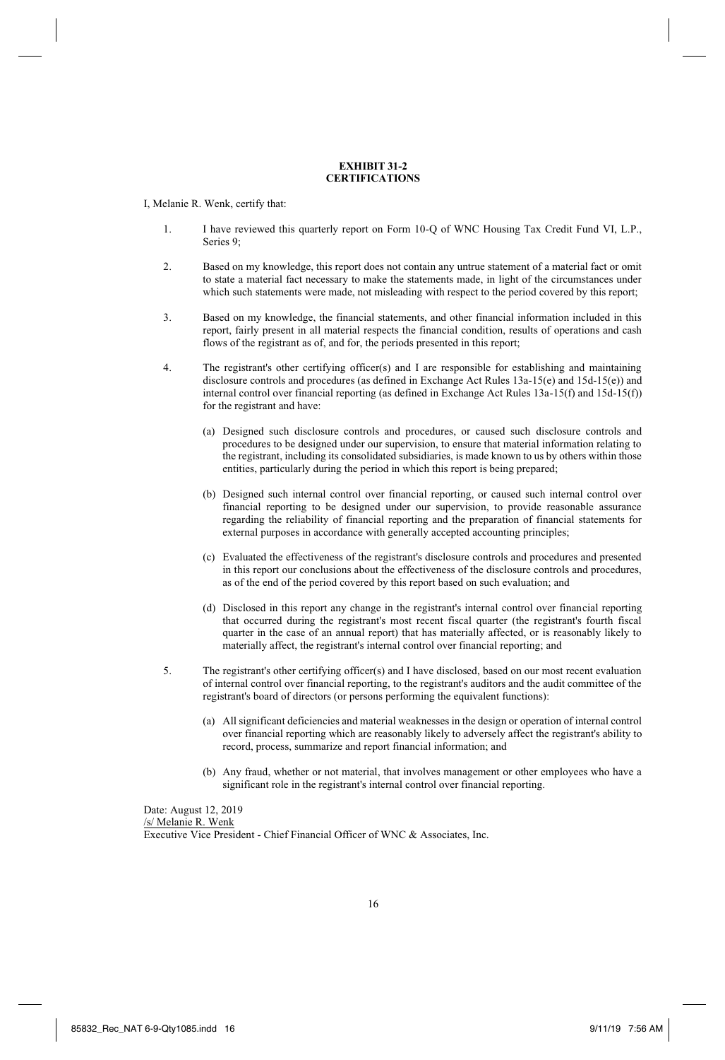**EXHIBIT 31-2**
**CERTIFICATIONS**

I, Melanie R. Wenk, certify that:

1. I have reviewed this quarterly report on Form 10-Q of WNC Housing Tax Credit Fund VI, L.P., Series 9;

2. Based on my knowledge, this report does not contain any untrue statement of a material fact or omit to state a material fact necessary to make the statements made, in light of the circumstances under which such statements were made, not misleading with respect to the period covered by this report;

3. Based on my knowledge, the financial statements, and other financial information included in this report, fairly present in all material respects the financial condition, results of operations and cash flows of the registrant as of, and for, the periods presented in this report;

4. The registrant's other certifying officer(s) and I are responsible for establishing and maintaining disclosure controls and procedures (as defined in Exchange Act Rules 13a-15(e) and 15d-15(e)) and internal control over financial reporting (as defined in Exchange Act Rules 13a-15(f) and 15d-15(f)) for the registrant and have:

   (a) Designed such disclosure controls and procedures, or caused such disclosure controls and procedures to be designed under our supervision, to ensure that material information relating to the registrant, including its consolidated subsidiaries, is made known to us by others within those entities, particularly during the period in which this report is being prepared;

   (b) Designed such internal control over financial reporting, or caused such internal control over financial reporting to be designed under our supervision, to provide reasonable assurance regarding the reliability of financial reporting and the preparation of financial statements for external purposes in accordance with generally accepted accounting principles;

   (c) Evaluated the effectiveness of the registrant's disclosure controls and procedures and presented in this report our conclusions about the effectiveness of the disclosure controls and procedures, as of the end of the period covered by this report based on such evaluation; and

   (d) Disclosed in this report any change in the registrant's internal control over financial reporting that occurred during the registrant's most recent fiscal quarter (the registrant's fourth fiscal quarter in the case of an annual report) that has materially affected, or is reasonably likely to materially affect, the registrant's internal control over financial reporting; and

5. The registrant's other certifying officer(s) and I have disclosed, based on our most recent evaluation of internal control over financial reporting, to the registrant's auditors and the audit committee of the registrant's board of directors (or persons performing the equivalent functions):

   (a) All significant deficiencies and material weaknesses in the design or operation of internal control over financial reporting which are reasonably likely to adversely affect the registrant's ability to record, process, summarize and report financial information; and

   (b) Any fraud, whether or not material, that involves management or other employees who have a significant role in the registrant's internal control over financial reporting.

Date: August 12, 2019
/s/ Melanie R. Wenk
Executive Vice President - Chief Financial Officer of WNC & Associates, Inc.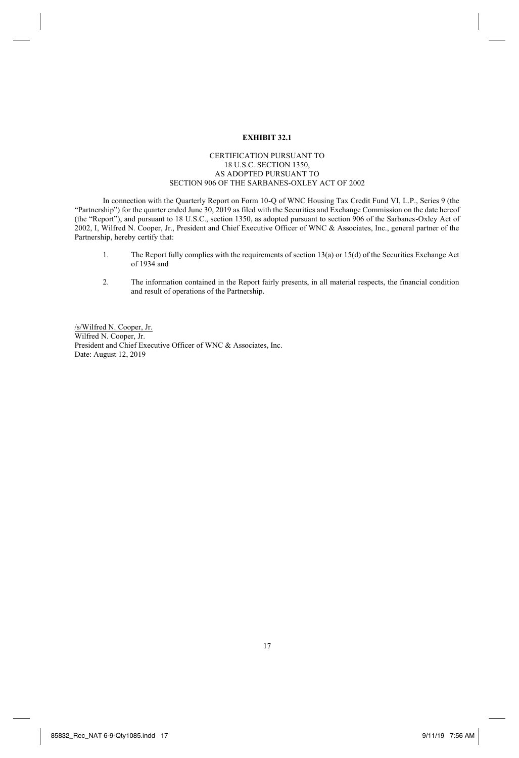# EXHIBIT 32.1

CERTIFICATION PURSUANT TO
18 U.S.C. SECTION 1350,
AS ADOPTED PURSUANT TO
SECTION 906 OF THE SARBANES-OXLEY ACT OF 2002

In connection with the Quarterly Report on Form 10-Q of WNC Housing Tax Credit Fund VI, L.P., Series 9 (the "Partnership") for the quarter ended June 30, 2019 as filed with the Securities and Exchange Commission on the date hereof (the "Report"), and pursuant to 18 U.S.C., section 1350, as adopted pursuant to section 906 of the Sarbanes-Oxley Act of 2002, I, Wilfred N. Cooper, Jr., President and Chief Executive Officer of WNC & Associates, Inc., general partner of the Partnership, hereby certify that:

1. The Report fully complies with the requirements of section 13(a) or 15(d) of the Securities Exchange Act of 1934 and

2. The information contained in the Report fairly presents, in all material respects, the financial condition and result of operations of the Partnership.

/s/Wilfred N. Cooper, Jr.
Wilfred N. Cooper, Jr.
President and Chief Executive Officer of WNC & Associates, Inc.
Date: August 12, 2019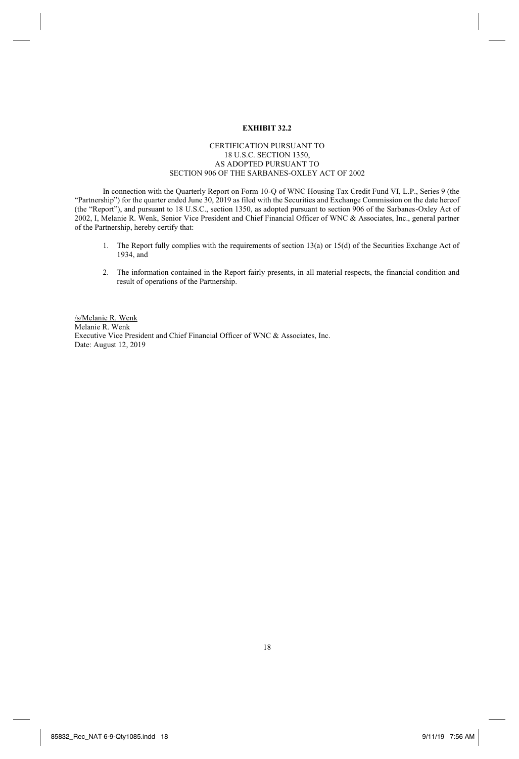**EXHIBIT 32.2**

CERTIFICATION PURSUANT TO
18 U.S.C. SECTION 1350,
AS ADOPTED PURSUANT TO
SECTION 906 OF THE SARBANES-OXLEY ACT OF 2002

In connection with the Quarterly Report on Form 10-Q of WNC Housing Tax Credit Fund VI, L.P., Series 9 (the "Partnership") for the quarter ended June 30, 2019 as filed with the Securities and Exchange Commission on the date hereof (the "Report"), and pursuant to 18 U.S.C., section 1350, as adopted pursuant to section 906 of the Sarbanes-Oxley Act of 2002, I, Melanie R. Wenk, Senior Vice President and Chief Financial Officer of WNC & Associates, Inc., general partner of the Partnership, hereby certify that:

1. The Report fully complies with the requirements of section 13(a) or 15(d) of the Securities Exchange Act of 1934, and

2. The information contained in the Report fairly presents, in all material respects, the financial condition and result of operations of the Partnership.

/s/Melanie R. Wenk
Melanie R. Wenk
Executive Vice President and Chief Financial Officer of WNC & Associates, Inc.
Date: August 12, 2019